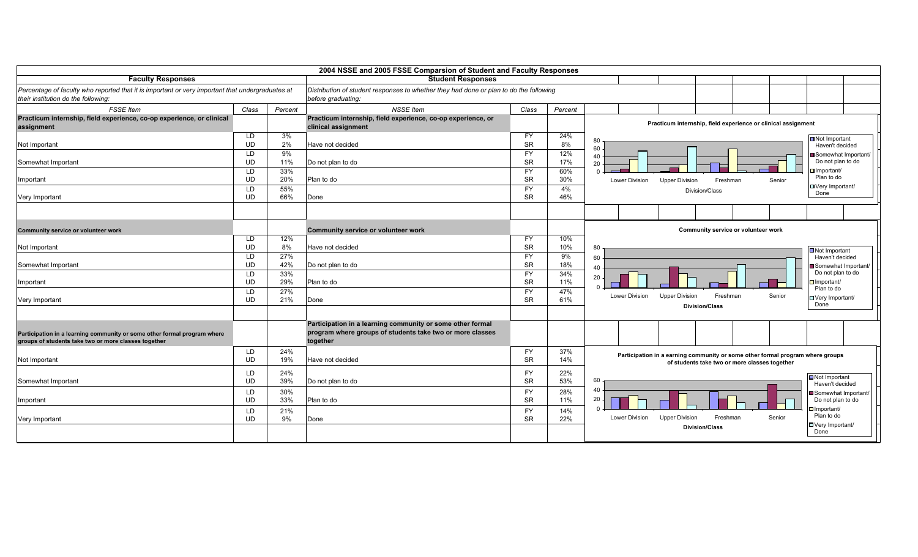# 2004 NSSE and 2005 FSSE Comparsion of Student and Faculty Responses

| Faculty Responses | | | Student Responses | | |
|---|---|---|---|---|---|
| *Percentage of faculty who reported that it is important or very important that undergraduates at their institution do the following:* | | | *Distribution of student responses to whether they had done or plan to do the following before graduating:* | | |
| *FSSE Item* | *Class* | *Percent* | *NSSE Item* | *Class* | *Percent* |
| **Practicum internship, field experience, co-op experience, or clinical assignment** | | | **Practicum internship, field experience, co-op experience, or clinical assignment** | | |
| Not Important | LD<br>UD | 3%<br>2% | Have not decided | FY<br>SR | 24%<br>8% |
| Somewhat Important | LD<br>UD | 9%<br>11% | Do not plan to do | FY<br>SR | 12%<br>17% |
| Important | LD<br>UD | 33%<br>20% | Plan to do | FY<br>SR | 60%<br>30% |
| Very Important | LD<br>UD | 55%<br>66% | Done | FY<br>SR | 4%<br>46% |
| **Community service or volunteer work** | | | **Community service or volunteer work** | | |
| Not Important | LD<br>UD | 12%<br>8% | Have not decided | FY<br>SR | 10%<br>10% |
| Somewhat Important | LD<br>UD | 27%<br>42% | Do not plan to do | FY<br>SR | 9%<br>18% |
| Important | LD<br>UD | 33%<br>29% | Plan to do | FY<br>SR | 34%<br>11% |
| Very Important | LD<br>UD | 27%<br>21% | Done | FY<br>SR | 47%<br>61% |
| **Participation in a learning community or some other formal program where groups of students take two or more classes together** | | | **Participation in a learning community or some other formal program where groups of students take two or more classes together** | | |
| Not Important | LD<br>UD | 24%<br>19% | Have not decided | FY<br>SR | 37%<br>14% |
| Somewhat Important | LD<br>UD | 24%<br>39% | Do not plan to do | FY<br>SR | 22%<br>53% |
| Important | LD<br>UD | 30%<br>33% | Plan to do | FY<br>SR | 28%<br>11% |
| Very Important | LD<br>UD | 21%<br>9% | Done | FY<br>SR | 14%<br>22% |

Practicum internship, field experience or clinical assignment

Community service or volunteer work

Participation in a earning community or some other formal program where groups of students take two or more classes together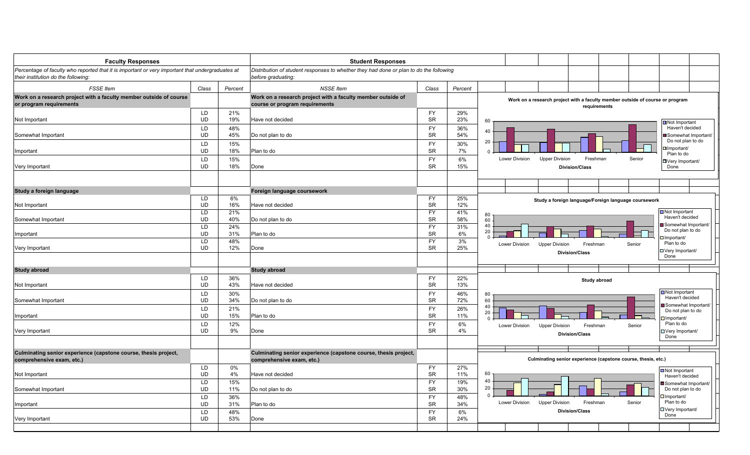| **Faculty Responses** | | | **Student Responses** | | |
|---|---|---|---|---|---|
| *Percentage of faculty who reported that it is important or very important that undergraduates at their institution do the following:* | | | *Distribution of student responses to whether they had done or plan to do the following before graduating:* | | |
| *FSSE Item* | *Class* | *Percent* | *NSSE Item* | *Class* | *Percent* |
| **Work on a research project with a faculty member outside of course or program requirements** | | | **Work on a research project with a faculty member outside of course or program requirements** | | |
| Not Important | LD<br>UD | 21%<br>19% | Have not decided | FY<br>SR | 29%<br>23% |
| Somewhat Important | LD<br>UD | 48%<br>45% | Do not plan to do | FY<br>SR | 36%<br>54% |
| Important | LD<br>UD | 15%<br>18% | Plan to do | FY<br>SR | 30%<br>7% |
| Very Important | LD<br>UD | 15%<br>18% | Done | FY<br>SR | 6%<br>15% |
| **Study a foreign language** | | | **Foreign language coursework** | | |
| Not Important | LD<br>UD | 6%<br>16% | Have not decided | FY<br>SR | 25%<br>12% |
| Somewhat Important | LD<br>UD | 21%<br>40% | Do not plan to do | FY<br>SR | 41%<br>58% |
| Important | LD<br>UD | 24%<br>31% | Plan to do | FY<br>SR | 31%<br>6% |
| Very Important | LD<br>UD | 48%<br>12% | Done | FY<br>SR | 3%<br>25% |
| **Study abroad** | | | **Study abroad** | | |
| Not Important | LD<br>UD | 36%<br>43% | Have not decided | FY<br>SR | 22%<br>13% |
| Somewhat Important | LD<br>UD | 30%<br>34% | Do not plan to do | FY<br>SR | 46%<br>72% |
| Important | LD<br>UD | 21%<br>15% | Plan to do | FY<br>SR | 26%<br>11% |
| Very Important | LD<br>UD | 12%<br>9% | Done | FY<br>SR | 6%<br>4% |
| **Culminating senior experience (capstone course, thesis project, comprehensive exam, etc.)** | | | **Culminating senior experience (capstone course, thesis project, comprehensive exam, etc.)** | | |
| Not Important | LD<br>UD | 0%<br>4% | Have not decided | FY<br>SR | 27%<br>11% |
| Somewhat Important | LD<br>UD | 15%<br>11% | Do not plan to do | FY<br>SR | 19%<br>30% |
| Important | LD<br>UD | 36%<br>31% | Plan to do | FY<br>SR | 48%<br>34% |
| Very Important | LD<br>UD | 48%<br>53% | Done | FY<br>SR | 6%<br>24% |

**Work on a research project with a faculty member outside of course or program requirements**

Division/Class: Lower Division, Upper Division, Freshman, Senior

Legend: Not Important/Haven't decided; Somewhat Important/Do not plan to do; Important/Plan to do; Very Important/Done

**Study a foreign language/Foreign language coursework**

Division/Class: Lower Division, Upper Division, Freshman, Senior

Legend: Not Important/Haven't decided; Somewhat Important/Do not plan to do; Important/Plan to do; Very Important/Done

**Study abroad**

Division/Class: Lower Division, Upper Division, Freshman, Senior

Legend: Not Important/Haven't decided; Somewhat Important/Do not plan to do; Important/Plan to do; Very Important/Done

**Culminating senior experience (capstone course, thesis, etc.)**

Division/Class: Lower Division, Upper Division, Freshman, Senior

Legend: Not Important/Haven't decided; Somewhat Important/Do not plan to do; Important/Plan to do; Very Important/Done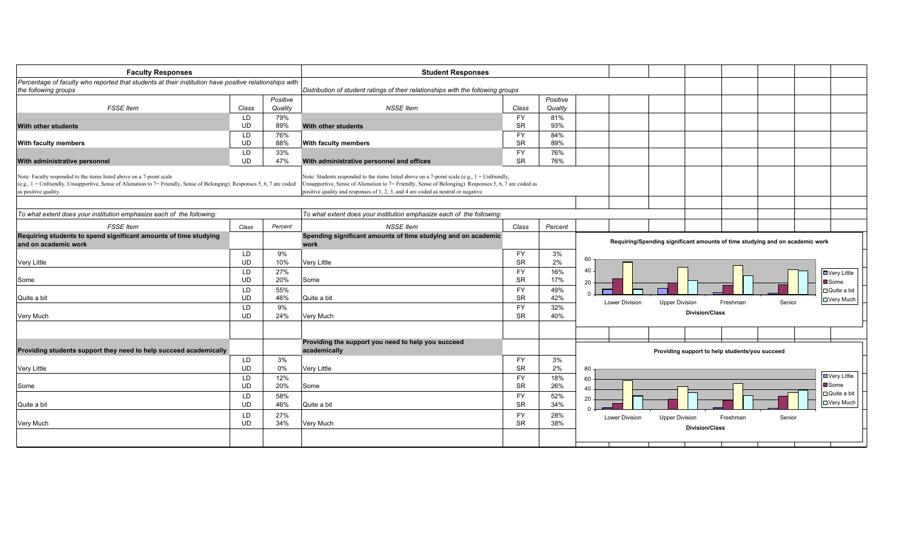| **Faculty Responses** | | | **Student Responses** | | |
|---|---|---|---|---|---|
| *Percentage of faculty who reported that students at their institution have positive relationships with the following groups* | | | *Distribution of student ratings of their relationships with the following groups* | | |
| *FSSE Item* | *Class* | *Positive Quality* | *NSSE Item* | *Class* | *Positive Quality* |
| **With other students** | LD | 79% | **With other students** | FY | 81% |
| | UD | 89% | | SR | 93% |
| **With faculty members** | LD | 76% | **With faculty members** | FY | 84% |
| | UD | 88% | | SR | 89% |
| **With administrative personnel** | LD | 33% | **With administrative personnel and offices** | FY | 76% |
| | UD | 47% | | SR | 76% |

Note: Faculty responded to the items listed above on a 7-point scale (e.g., 1 = Unfriendly, Unsupportive, Sense of Alienation to 7= Friendly, Sense of Belonging). Responses 5, 6, 7 are coded as positive quality.

Note: Students responded to the items listed above on a 7-point scale (e.g., 1 = Unfriendly, Unsupportive, Sense of Alienation to 7= Friendly, Sense of Belonging). Responses 5, 6, 7 are coded as positive quality and responses of 1, 2, 3, and 4 are coded as neutral or negative.

| *To what extent does your institution emphasize each of the following:* | | | *To what extent does your institution emphasize each of the following:* | | |
|---|---|---|---|---|---|
| *FSSE Item* | *Class* | *Percent* | *NSSE Item* | *Class* | *Percent* |
| **Requiring students to spend significant amounts of time studying and on academic work** | | | **Spending significant amounts of time studying and on academic work** | | |
| Very Little | LD | 9% | Very Little | FY | 3% |
| | UD | 10% | | SR | 2% |
| Some | LD | 27% | Some | FY | 16% |
| | UD | 20% | | SR | 17% |
| Quite a bit | LD | 55% | Quite a bit | FY | 49% |
| | UD | 46% | | SR | 42% |
| Very Much | LD | 9% | Very Much | FY | 32% |
| | UD | 24% | | SR | 40% |
| **Providing students support they need to help succeed academically** | | | **Providing the support you need to help you succeed academically** | | |
| Very Little | LD | 3% | Very Little | FY | 3% |
| | UD | 0% | | SR | 2% |
| Some | LD | 12% | Some | FY | 18% |
| | UD | 20% | | SR | 26% |
| Quite a bit | LD | 58% | Quite a bit | FY | 52% |
| | UD | 46% | | SR | 34% |
| Very Much | LD | 27% | Very Much | FY | 28% |
| | UD | 34% | | SR | 38% |

**Requiring/Spending significant amounts of time studying and on academic work**

(Chart: Very Little, Some, Quite a bit, Very Much by Division/Class — Lower Division, Upper Division, Freshman, Senior)

**Providing support to help students/you succeed**

(Chart: Very Little, Some, Quite a bit, Very Much by Division/Class — Lower Division, Upper Division, Freshman, Senior)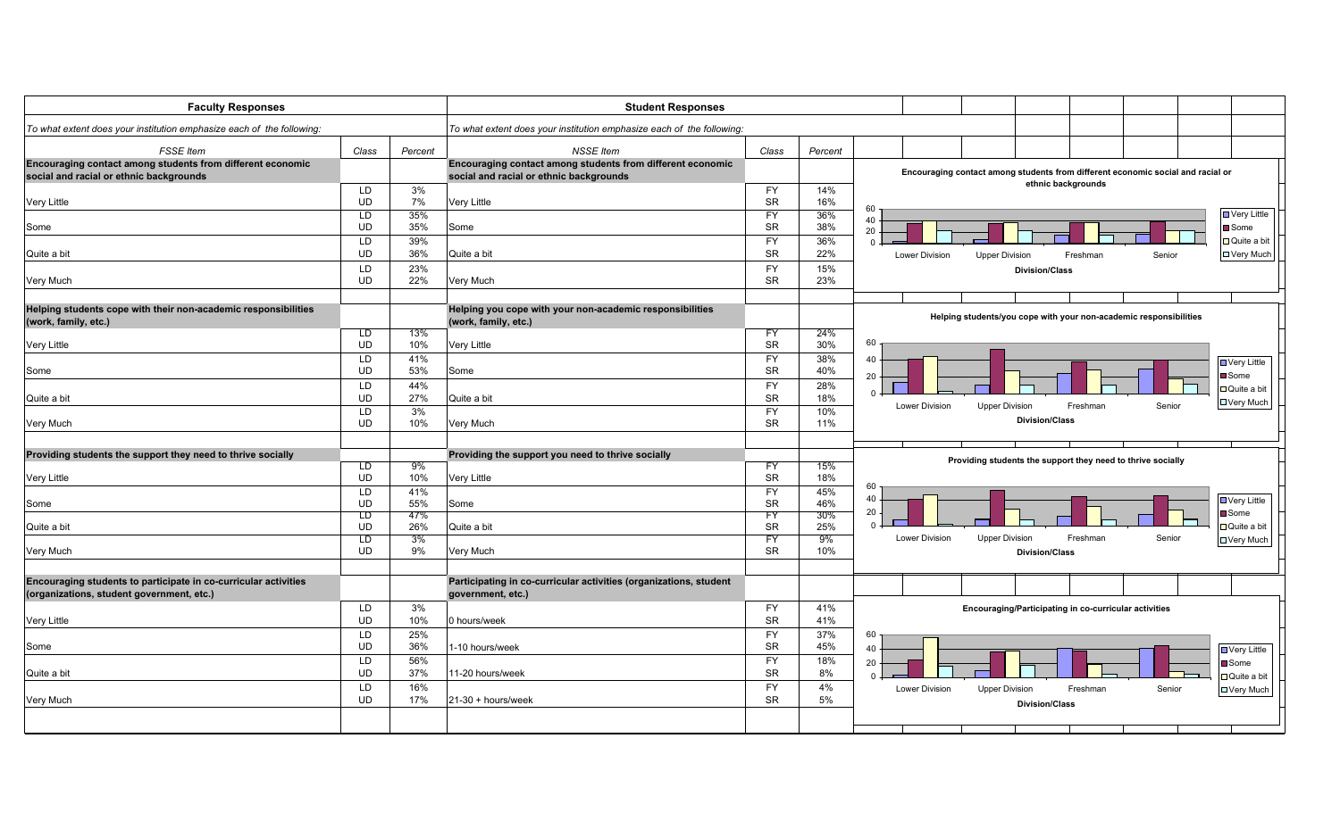| Faculty Responses | | | Student Responses | | |
|---|---|---|---|---|---|
| *To what extent does your institution emphasize each of the following:* | | | *To what extent does your institution emphasize each of the following:* | | |
| *FSSE Item* | *Class* | *Percent* | *NSSE Item* | *Class* | *Percent* |
| **Encouraging contact among students from different economic social and racial or ethnic backgrounds** | | | **Encouraging contact among students from different economic social and racial or ethnic backgrounds** | | |
| Very Little | LD | 3% | Very Little | FY | 14% |
| | UD | 7% | | SR | 16% |
| Some | LD | 35% | Some | FY | 36% |
| | UD | 35% | | SR | 38% |
| Quite a bit | LD | 39% | Quite a bit | FY | 36% |
| | UD | 36% | | SR | 22% |
| Very Much | LD | 23% | Very Much | FY | 15% |
| | UD | 22% | | SR | 23% |
| **Helping students cope with their non-academic responsibilities (work, family, etc.)** | | | **Helping you cope with your non-academic responsibilities (work, family, etc.)** | | |
| Very Little | LD | 13% | Very Little | FY | 24% |
| | UD | 10% | | SR | 30% |
| Some | LD | 41% | Some | FY | 38% |
| | UD | 53% | | SR | 40% |
| Quite a bit | LD | 44% | Quite a bit | FY | 28% |
| | UD | 27% | | SR | 18% |
| Very Much | LD | 3% | Very Much | FY | 10% |
| | UD | 10% | | SR | 11% |
| **Providing students the support they need to thrive socially** | | | **Providing the support you need to thrive socially** | | |
| Very Little | LD | 9% | Very Little | FY | 15% |
| | UD | 10% | | SR | 18% |
| Some | LD | 41% | Some | FY | 45% |
| | UD | 55% | | SR | 46% |
| Quite a bit | LD | 47% | Quite a bit | FY | 30% |
| | UD | 26% | | SR | 25% |
| Very Much | LD | 3% | Very Much | FY | 9% |
| | UD | 9% | | SR | 10% |
| **Encouraging students to participate in co-curricular activities (organizations, student government, etc.)** | | | **Participating in co-curricular activities (organizations, student government, etc.)** | | |
| Very Little | LD | 3% | 0 hours/week | FY | 41% |
| | UD | 10% | | SR | 41% |
| Some | LD | 25% | 1-10 hours/week | FY | 37% |
| | UD | 36% | | SR | 45% |
| Quite a bit | LD | 56% | 11-20 hours/week | FY | 18% |
| | UD | 37% | | SR | 8% |
| Very Much | LD | 16% | 21-30 + hours/week | FY | 4% |
| | UD | 17% | | SR | 5% |

**Encouraging contact among students from different economic social and racial or ethnic backgrounds**

Division/Class: Lower Division, Upper Division, Freshman, Senior (Legend: Very Little, Some, Quite a bit, Very Much)

**Helping students/you cope with your non-academic responsibilities**

Division/Class: Lower Division, Upper Division, Freshman, Senior (Legend: Very Little, Some, Quite a bit, Very Much)

**Providing students the support they need to thrive socially**

Division/Class: Lower Division, Upper Division, Freshman, Senior (Legend: Very Little, Some, Quite a bit, Very Much)

**Encouraging/Participating in co-curricular activities**

Division/Class: Lower Division, Upper Division, Freshman, Senior (Legend: Very Little, Some, Quite a bit, Very Much)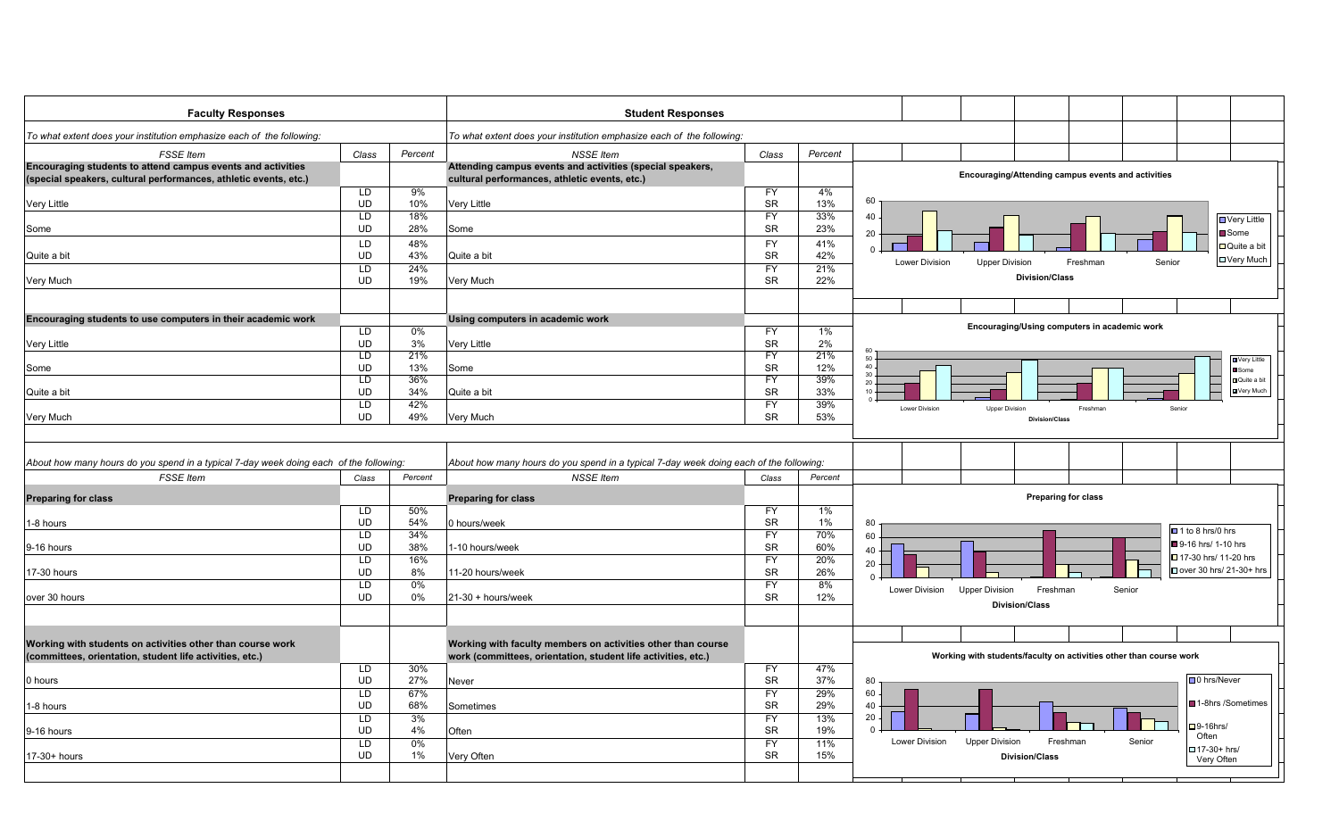| **Faculty Responses** | | | **Student Responses** | | |
|---|---|---|---|---|---|
| *To what extent does your institution emphasize each of the following:* | | | *To what extent does your institution emphasize each of the following:* | | |
| *FSSE Item* | *Class* | *Percent* | *NSSE Item* | *Class* | *Percent* |
| **Encouraging students to attend campus events and activities (special speakers, cultural performances, athletic events, etc.)** | | | **Attending campus events and activities (special speakers, cultural performances, athletic events, etc.)** | | |
| Very Little | LD | 9% | Very Little | FY | 4% |
| | UD | 10% | | SR | 13% |
| Some | LD | 18% | Some | FY | 33% |
| | UD | 28% | | SR | 23% |
| Quite a bit | LD | 48% | Quite a bit | FY | 41% |
| | UD | 43% | | SR | 42% |
| Very Much | LD | 24% | Very Much | FY | 21% |
| | UD | 19% | | SR | 22% |
| **Encouraging students to use computers in their academic work** | | | **Using computers in academic work** | | |
| Very Little | LD | 0% | Very Little | FY | 1% |
| | UD | 3% | | SR | 2% |
| Some | LD | 21% | Some | FY | 21% |
| | UD | 13% | | SR | 12% |
| Quite a bit | LD | 36% | Quite a bit | FY | 39% |
| | UD | 34% | | SR | 33% |
| Very Much | LD | 42% | Very Much | FY | 39% |
| | UD | 49% | | SR | 53% |

| *About how many hours do you spend in a typical 7-day week doing each of the following:* | | | *About how many hours do you spend in a typical 7-day week doing each of the following:* | | |
|---|---|---|---|---|---|
| *FSSE Item* | *Class* | *Percent* | *NSSE Item* | *Class* | *Percent* |
| **Preparing for class** | | | **Preparing for class** | | |
| 1-8 hours | LD | 50% | 0 hours/week | FY | 1% |
| | UD | 54% | | SR | 1% |
| 9-16 hours | LD | 34% | 1-10 hours/week | FY | 70% |
| | UD | 38% | | SR | 60% |
| 17-30 hours | LD | 16% | 11-20 hours/week | FY | 20% |
| | UD | 8% | | SR | 26% |
| over 30 hours | LD | 0% | 21-30 + hours/week | FY | 8% |
| | UD | 0% | | SR | 12% |
| **Working with students on activities other than course work (committees, orientation, student life activities, etc.)** | | | **Working with faculty members on activities other than course work (committees, orientation, student life activities, etc.)** | | |
| 0 hours | LD | 30% | Never | FY | 47% |
| | UD | 27% | | SR | 37% |
| 1-8 hours | LD | 67% | Sometimes | FY | 29% |
| | UD | 68% | | SR | 29% |
| 9-16 hours | LD | 3% | Often | FY | 13% |
| | UD | 4% | | SR | 19% |
| 17-30+ hours | LD | 0% | Very Often | FY | 11% |
| | UD | 1% | | SR | 15% |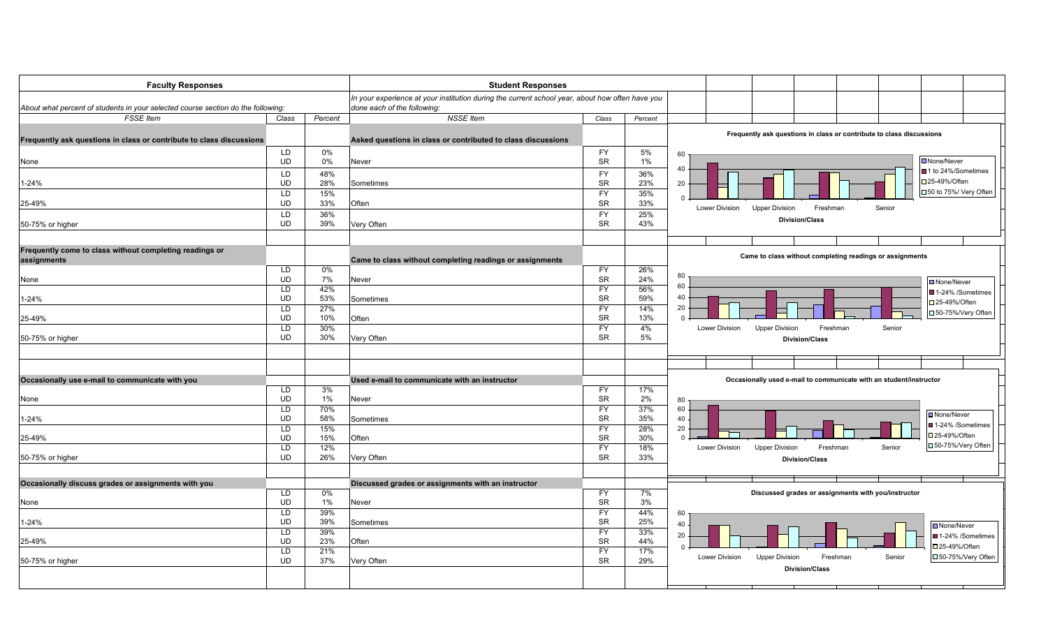| **Faculty Responses** | | | **Student Responses** | | |
|---|---|---|---|---|---|
| *About what percent of students in your selected course section do the following:* | | | *In your experience at your institution during the current school year, about how often have you done each of the following:* | | |
| *FSSE Item* | *Class* | *Percent* | *NSSE Item* | *Class* | *Percent* |
| **Frequently ask questions in class or contribute to class discussions** | | | **Asked questions in class or contributed to class discussions** | | |
| None | LD | 0% | Never | FY | 5% |
| | UD | 0% | | SR | 1% |
| 1-24% | LD | 48% | Sometimes | FY | 36% |
| | UD | 28% | | SR | 23% |
| 25-49% | LD | 15% | Often | FY | 35% |
| | UD | 33% | | SR | 33% |
| 50-75% or higher | LD | 36% | Very Often | FY | 25% |
| | UD | 39% | | SR | 43% |
| **Frequently come to class without completing readings or assignments** | | | **Came to class without completing readings or assignments** | | |
| None | LD | 0% | Never | FY | 26% |
| | UD | 7% | | SR | 24% |
| 1-24% | LD | 42% | Sometimes | FY | 56% |
| | UD | 53% | | SR | 59% |
| 25-49% | LD | 27% | Often | FY | 14% |
| | UD | 10% | | SR | 13% |
| 50-75% or higher | LD | 30% | Very Often | FY | 4% |
| | UD | 30% | | SR | 5% |
| **Occasionally use e-mail to communicate with you** | | | **Used e-mail to communicate with an instructor** | | |
| None | LD | 3% | Never | FY | 17% |
| | UD | 1% | | SR | 2% |
| 1-24% | LD | 70% | Sometimes | FY | 37% |
| | UD | 58% | | SR | 35% |
| 25-49% | LD | 15% | Often | FY | 28% |
| | UD | 15% | | SR | 30% |
| 50-75% or higher | LD | 12% | Very Often | FY | 18% |
| | UD | 26% | | SR | 33% |
| **Occasionally discuss grades or assignments with you** | | | **Discussed grades or assignments with an instructor** | | |
| None | LD | 0% | Never | FY | 7% |
| | UD | 1% | | SR | 3% |
| 1-24% | LD | 39% | Sometimes | FY | 44% |
| | UD | 39% | | SR | 25% |
| 25-49% | LD | 39% | Often | FY | 33% |
| | UD | 23% | | SR | 44% |
| 50-75% or higher | LD | 21% | Very Often | FY | 17% |
| | UD | 37% | | SR | 29% |

**Frequently ask questions in class or contribute to class discussions**

Legend: None/Never; 1 to 24%/Sometimes; 25-49%/Often; 50 to 75%/ Very Often

Division/Class: Lower Division, Upper Division, Freshman, Senior

**Came to class without completing readings or assignments**

Legend: None/Never; 1-24% /Sometimes; 25-49%/Often; 50-75%/Very Often

Division/Class: Lower Division, Upper Division, Freshman, Senior

**Occasionally used e-mail to communicate with an student/instructor**

Legend: None/Never; 1-24% /Sometimes; 25-49%/Often; 50-75%/Very Often

Division/Class: Lower Division, Upper Division, Freshman, Senior

**Discussed grades or assignments with you/instructor**

Legend: None/Never; 1-24% /Sometimes; 25-49%/Often; 50-75%/Very Often

Division/Class: Lower Division, Upper Division, Freshman, Senior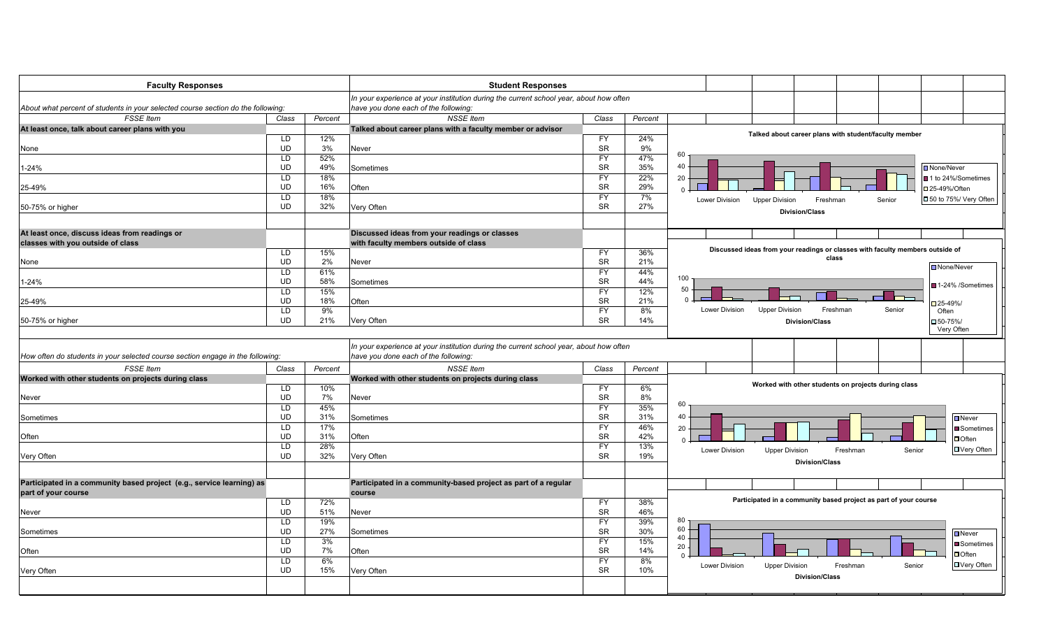| Faculty Responses | | | Student Responses | | |
|---|---|---|---|---|---|
| *About what percent of students in your selected course section do the following:* | | | *In your experience at your institution during the current school year, about how often have you done each of the following:* | | |
| *FSSE Item* | *Class* | *Percent* | *NSSE Item* | *Class* | *Percent* |
| **At least once, talk about career plans with you** | | | **Talked about career plans with a faculty member or advisor** | | |
| None | LD | 12% | Never | FY | 24% |
| | UD | 3% | | SR | 9% |
| 1-24% | LD | 52% | Sometimes | FY | 47% |
| | UD | 49% | | SR | 35% |
| 25-49% | LD | 18% | Often | FY | 22% |
| | UD | 16% | | SR | 29% |
| 50-75% or higher | LD | 18% | Very Often | FY | 7% |
| | UD | 32% | | SR | 27% |
| **At least once, discuss ideas from readings or classes with you outside of class** | | | **Discussed ideas from your readings or classes with faculty members outside of class** | | |
| None | LD | 15% | Never | FY | 36% |
| | UD | 2% | | SR | 21% |
| 1-24% | LD | 61% | Sometimes | FY | 44% |
| | UD | 58% | | SR | 44% |
| 25-49% | LD | 15% | Often | FY | 12% |
| | UD | 18% | | SR | 21% |
| 50-75% or higher | LD | 9% | Very Often | FY | 8% |
| | UD | 21% | | SR | 14% |
| *How often do students in your selected course section engage in the following:* | | | *In your experience at your institution during the current school year, about how often have you done each of the following:* | | |
| *FSSE Item* | *Class* | *Percent* | *NSSE Item* | *Class* | *Percent* |
| **Worked with other students on projects during class** | | | **Worked with other students on projects during class** | | |
| Never | LD | 10% | Never | FY | 6% |
| | UD | 7% | | SR | 8% |
| Sometimes | LD | 45% | Sometimes | FY | 35% |
| | UD | 31% | | SR | 31% |
| Often | LD | 17% | Often | FY | 46% |
| | UD | 31% | | SR | 42% |
| Very Often | LD | 28% | Very Often | FY | 13% |
| | UD | 32% | | SR | 19% |
| **Participated in a community based project (e.g., service learning) as part of your course** | | | **Participated in a community-based project as part of a regular course** | | |
| Never | LD | 72% | Never | FY | 38% |
| | UD | 51% | | SR | 46% |
| Sometimes | LD | 19% | Sometimes | FY | 39% |
| | UD | 27% | | SR | 30% |
| Often | LD | 3% | Often | FY | 15% |
| | UD | 7% | | SR | 14% |
| Very Often | LD | 6% | Very Often | FY | 8% |
| | UD | 15% | | SR | 10% |

**Talked about career plans with student/faculty member**

Division/Class: Lower Division, Upper Division, Freshman, Senior

Legend: None/Never; 1 to 24%/Sometimes; 25-49%/Often; 50 to 75%/ Very Often

**Discussed ideas from your readings or classes with faculty members outside of class**

Division/Class: Lower Division, Upper Division, Freshman, Senior

Legend: None/Never; 1-24% /Sometimes; 25-49%/ Often; 50-75%/ Very Often

**Worked with other students on projects during class**

Division/Class: Lower Division, Upper Division, Freshman, Senior

Legend: Never; Sometimes; Often; Very Often

**Participated in a community based project as part of your course**

Division/Class: Lower Division, Upper Division, Freshman, Senior

Legend: Never; Sometimes; Often; Very Often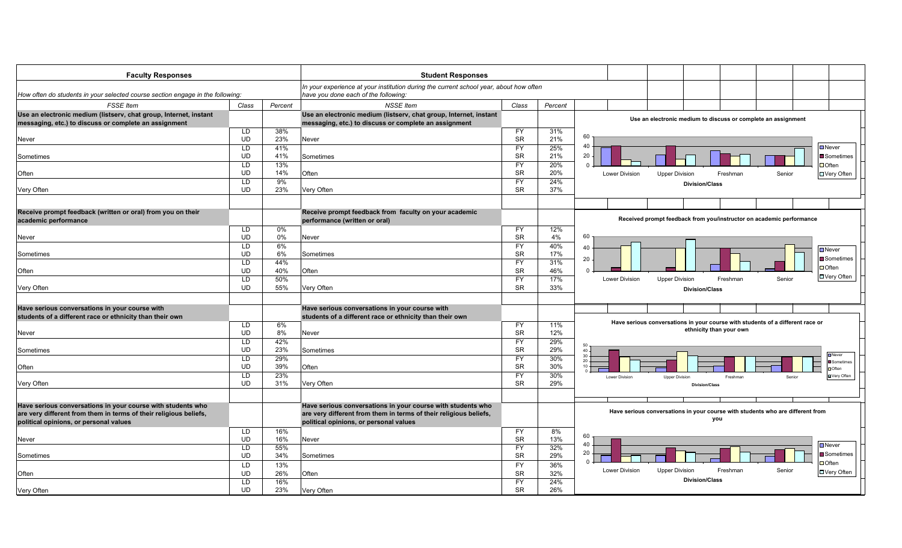| **Faculty Responses** | | | **Student Responses** | | |
|---|---|---|---|---|---|
| *How often do students in your selected course section engage in the following:* | | | *In your experience at your institution during the current school year, about how often have you done each of the following:* | | |
| *FSSE Item* | *Class* | *Percent* | *NSSE Item* | *Class* | *Percent* |
| **Use an electronic medium (listserv, chat group, Internet, instant messaging, etc.) to discuss or complete an assignment** | | | **Use an electronic medium (listserv, chat group, Internet, instant messaging, etc.) to discuss or complete an assignment** | | |
| Never | LD | 38% | Never | FY | 31% |
| | UD | 23% | | SR | 21% |
| Sometimes | LD | 41% | Sometimes | FY | 25% |
| | UD | 41% | | SR | 21% |
| Often | LD | 13% | Often | FY | 20% |
| | UD | 14% | | SR | 20% |
| Very Often | LD | 9% | Very Often | FY | 24% |
| | UD | 23% | | SR | 37% |
| **Receive prompt feedback (written or oral) from you on their academic performance** | | | **Receive prompt feedback from faculty on your academic performance (written or oral)** | | |
| Never | LD | 0% | Never | FY | 12% |
| | UD | 0% | | SR | 4% |
| Sometimes | LD | 6% | Sometimes | FY | 40% |
| | UD | 6% | | SR | 17% |
| Often | LD | 44% | Often | FY | 31% |
| | UD | 40% | | SR | 46% |
| Very Often | LD | 50% | Very Often | FY | 17% |
| | UD | 55% | | SR | 33% |
| **Have serious conversations in your course with students of a different race or ethnicity than their own** | | | **Have serious conversations in your course with students of a different race or ethnicity than their own** | | |
| Never | LD | 6% | Never | FY | 11% |
| | UD | 8% | | SR | 12% |
| Sometimes | LD | 42% | Sometimes | FY | 29% |
| | UD | 23% | | SR | 29% |
| Often | LD | 29% | Often | FY | 30% |
| | UD | 39% | | SR | 30% |
| Very Often | LD | 23% | Very Often | FY | 30% |
| | UD | 31% | | SR | 29% |
| **Have serious conversations in your course with students who are very different from them in terms of their religious beliefs, political opinions, or personal values** | | | **Have serious conversations in your course with students who are very different from them in terms of their religious beliefs, political opinions, or personal values** | | |
| Never | LD | 16% | Never | FY | 8% |
| | UD | 16% | | SR | 13% |
| Sometimes | LD | 55% | Sometimes | FY | 32% |
| | UD | 34% | | SR | 29% |
| Often | LD | 13% | Often | FY | 36% |
| | UD | 26% | | SR | 32% |
| Very Often | LD | 16% | Very Often | FY | 24% |
| | UD | 23% | | SR | 26% |

**Use an electronic medium to discuss or complete an assignment**

**Received prompt feedback from you/instructor on academic performance**

**Have serious conversations in your course with students of a different race or ethnicity than your own**

**Have serious conversations in your course with students who are different from you**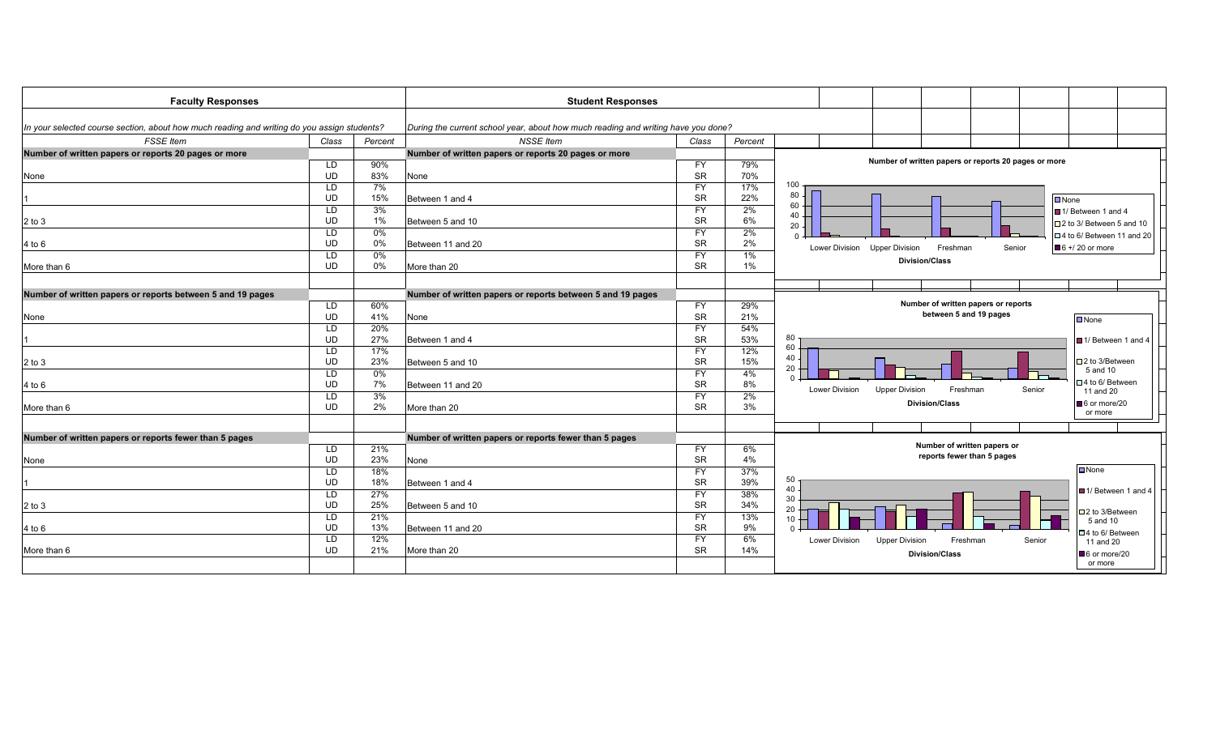| **Faculty Responses** | | | **Student Responses** | | |
|---|---|---|---|---|---|
| *In your selected course section, about how much reading and writing do you assign students?* | | | *During the current school year, about how much reading and writing have you done?* | | |
| *FSSE Item* | *Class* | *Percent* | *NSSE Item* | *Class* | *Percent* |
| **Number of written papers or reports 20 pages or more** | | | **Number of written papers or reports 20 pages or more** | | |
| None | LD | 90% | None | FY | 79% |
| | UD | 83% | | SR | 70% |
| 1 | LD | 7% | Between 1 and 4 | FY | 17% |
| | UD | 15% | | SR | 22% |
| 2 to 3 | LD | 3% | Between 5 and 10 | FY | 2% |
| | UD | 1% | | SR | 6% |
| 4 to 6 | LD | 0% | Between 11 and 20 | FY | 2% |
| | UD | 0% | | SR | 2% |
| More than 6 | LD | 0% | More than 20 | FY | 1% |
| | UD | 0% | | SR | 1% |
| **Number of written papers or reports between 5 and 19 pages** | | | **Number of written papers or reports between 5 and 19 pages** | | |
| None | LD | 60% | None | FY | 29% |
| | UD | 41% | | SR | 21% |
| 1 | LD | 20% | Between 1 and 4 | FY | 54% |
| | UD | 27% | | SR | 53% |
| 2 to 3 | LD | 17% | Between 5 and 10 | FY | 12% |
| | UD | 23% | | SR | 15% |
| 4 to 6 | LD | 0% | Between 11 and 20 | FY | 4% |
| | UD | 7% | | SR | 8% |
| More than 6 | LD | 3% | More than 20 | FY | 2% |
| | UD | 2% | | SR | 3% |
| **Number of written papers or reports fewer than 5 pages** | | | **Number of written papers or reports fewer than 5 pages** | | |
| None | LD | 21% | None | FY | 6% |
| | UD | 23% | | SR | 4% |
| 1 | LD | 18% | Between 1 and 4 | FY | 37% |
| | UD | 18% | | SR | 39% |
| 2 to 3 | LD | 27% | Between 5 and 10 | FY | 38% |
| | UD | 25% | | SR | 34% |
| 4 to 6 | LD | 21% | Between 11 and 20 | FY | 13% |
| | UD | 13% | | SR | 9% |
| More than 6 | LD | 12% | More than 20 | FY | 6% |
| | UD | 21% | | SR | 14% |

**Number of written papers or reports 20 pages or more**

Division/Class: Lower Division, Upper Division, Freshman, Senior

Legend: None; 1/ Between 1 and 4; 2 to 3/ Between 5 and 10; 4 to 6/ Between 11 and 20; 6 +/ 20 or more

**Number of written papers or reports between 5 and 19 pages**

Division/Class: Lower Division, Upper Division, Freshman, Senior

Legend: None; 1/ Between 1 and 4; 2 to 3/Between 5 and 10; 4 to 6/ Between 11 and 20; 6 or more/20 or more

**Number of written papers or reports fewer than 5 pages**

Division/Class: Lower Division, Upper Division, Freshman, Senior

Legend: None; 1/ Between 1 and 4; 2 to 3/Between 5 and 10; 4 to 6/ Between 11 and 20; 6 or more/20 or more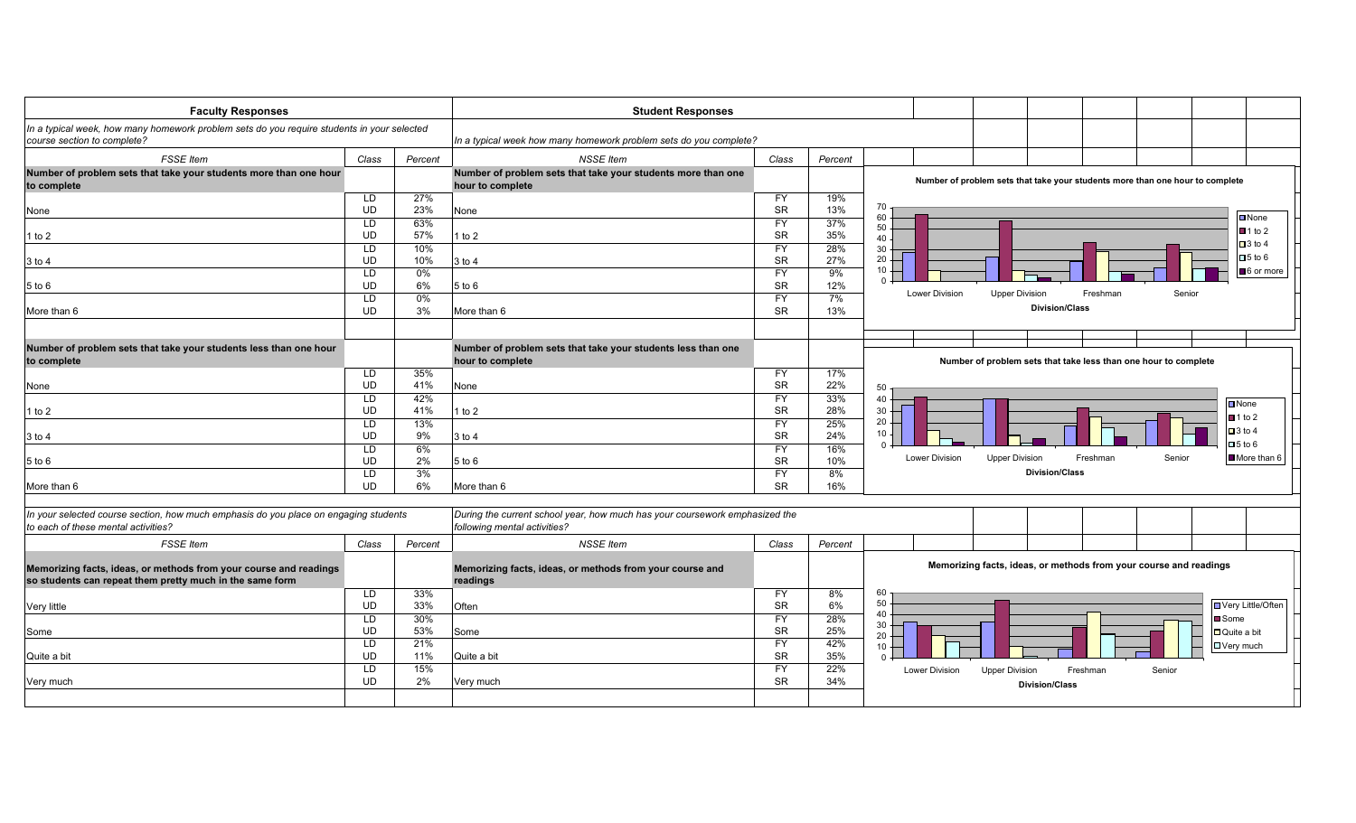| Faculty Responses | | | Student Responses | | |
|---|---|---|---|---|---|
| *In a typical week, how many homework problem sets do you require students in your selected course section to complete?* | | | *In a typical week how many homework problem sets do you complete?* | | |
| *FSSE Item* | *Class* | *Percent* | *NSSE Item* | *Class* | *Percent* |
| **Number of problem sets that take your students more than one hour to complete** | | | **Number of problem sets that take your students more than one hour to complete** | | |
| None | LD<br>UD | 27%<br>23% | None | FY<br>SR | 19%<br>13% |
| 1 to 2 | LD<br>UD | 63%<br>57% | 1 to 2 | FY<br>SR | 37%<br>35% |
| 3 to 4 | LD<br>UD | 10%<br>10% | 3 to 4 | FY<br>SR | 28%<br>27% |
| 5 to 6 | LD<br>UD | 0%<br>6% | 5 to 6 | FY<br>SR | 9%<br>12% |
| More than 6 | LD<br>UD | 0%<br>3% | More than 6 | FY<br>SR | 7%<br>13% |
| **Number of problem sets that take your students less than one hour to complete** | | | **Number of problem sets that take your students less than one hour to complete** | | |
| None | LD<br>UD | 35%<br>41% | None | FY<br>SR | 17%<br>22% |
| 1 to 2 | LD<br>UD | 42%<br>41% | 1 to 2 | FY<br>SR | 33%<br>28% |
| 3 to 4 | LD<br>UD | 13%<br>9% | 3 to 4 | FY<br>SR | 25%<br>24% |
| 5 to 6 | LD<br>UD | 6%<br>2% | 5 to 6 | FY<br>SR | 16%<br>10% |
| More than 6 | LD<br>UD | 3%<br>6% | More than 6 | FY<br>SR | 8%<br>16% |

**Number of problem sets that take your students more than one hour to complete**

(Chart: Division/Class — Lower Division, Upper Division, Freshman, Senior; Legend: None, 1 to 2, 3 to 4, 5 to 6, 6 or more)

**Number of problem sets that take less than one hour to complete**

(Chart: Division/Class — Lower Division, Upper Division, Freshman, Senior; Legend: None, 1 to 2, 3 to 4, 5 to 6, More than 6)

| Faculty | | | Student | | |
|---|---|---|---|---|---|
| *In your selected course section, how much emphasis do you place on engaging students to each of these mental activities?* | | | *During the current school year, how much has your coursework emphasized the following mental activities?* | | |
| *FSSE Item* | *Class* | *Percent* | *NSSE Item* | *Class* | *Percent* |
| **Memorizing facts, ideas, or methods from your course and readings so students can repeat them pretty much in the same form** | | | **Memorizing facts, ideas, or methods from your course and readings** | | |
| Very little | LD<br>UD | 33%<br>33% | Often | FY<br>SR | 8%<br>6% |
| Some | LD<br>UD | 30%<br>53% | Some | FY<br>SR | 28%<br>25% |
| Quite a bit | LD<br>UD | 21%<br>11% | Quite a bit | FY<br>SR | 42%<br>35% |
| Very much | LD<br>UD | 15%<br>2% | Very much | FY<br>SR | 22%<br>34% |

**Memorizing facts, ideas, or methods from your course and readings**

(Chart: Division/Class — Lower Division, Upper Division, Freshman, Senior; Legend: Very Little/Often, Some, Quite a bit, Very much)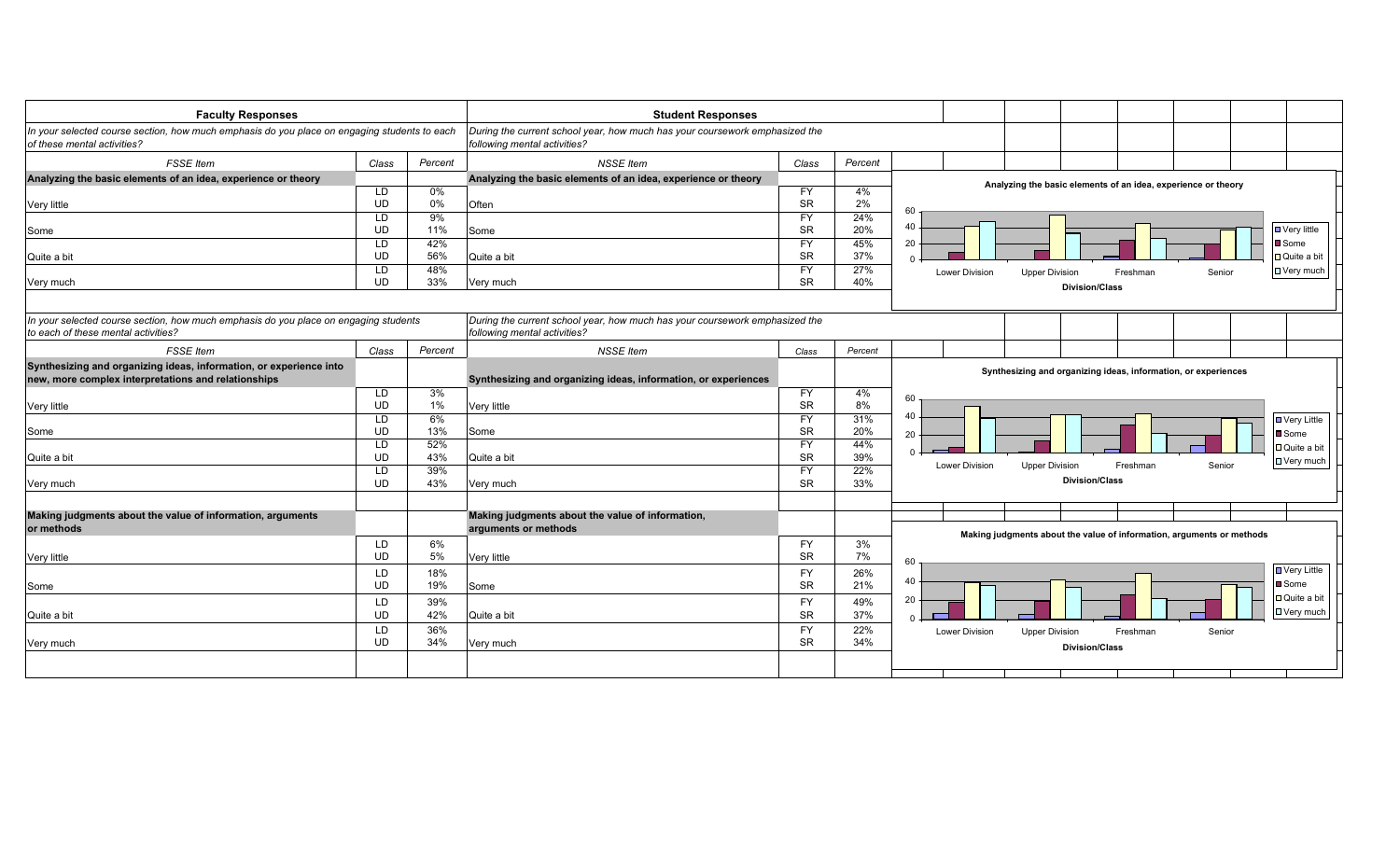| **Faculty Responses** | | | **Student Responses** | | |
|---|---|---|---|---|---|
| *In your selected course section, how much emphasis do you place on engaging students to each of these mental activities?* | | | *During the current school year, how much has your coursework emphasized the following mental activities?* | | |
| *FSSE Item* | *Class* | *Percent* | *NSSE Item* | *Class* | *Percent* |
| **Analyzing the basic elements of an idea, experience or theory** | | | **Analyzing the basic elements of an idea, experience or theory** | | |
| Very little | LD | 0% | Often | FY | 4% |
| | UD | 0% | | SR | 2% |
| Some | LD | 9% | Some | FY | 24% |
| | UD | 11% | | SR | 20% |
| Quite a bit | LD | 42% | Quite a bit | FY | 45% |
| | UD | 56% | | SR | 37% |
| Very much | LD | 48% | Very much | FY | 27% |
| | UD | 33% | | SR | 40% |

Analyzing the basic elements of an idea, experience or theory

(Chart: Lower Division, Upper Division, Freshman, Senior by Division/Class; legend: Very little, Some, Quite a bit, Very much)

| *In your selected course section, how much emphasis do you place on engaging students to each of these mental activities?* | | | *During the current school year, how much has your coursework emphasized the following mental activities?* | | |
|---|---|---|---|---|---|
| *FSSE Item* | *Class* | *Percent* | *NSSE Item* | *Class* | *Percent* |
| **Synthesizing and organizing ideas, information, or experience into new, more complex interpretations and relationships** | | | **Synthesizing and organizing ideas, information, or experiences** | | |
| Very little | LD | 3% | Very little | FY | 4% |
| | UD | 1% | | SR | 8% |
| Some | LD | 6% | Some | FY | 31% |
| | UD | 13% | | SR | 20% |
| Quite a bit | LD | 52% | Quite a bit | FY | 44% |
| | UD | 43% | | SR | 39% |
| Very much | LD | 39% | Very much | FY | 22% |
| | UD | 43% | | SR | 33% |
| **Making judgments about the value of information, arguments or methods** | | | **Making judgments about the value of information, arguments or methods** | | |
| Very little | LD | 6% | Very little | FY | 3% |
| | UD | 5% | | SR | 7% |
| Some | LD | 18% | Some | FY | 26% |
| | UD | 19% | | SR | 21% |
| Quite a bit | LD | 39% | Quite a bit | FY | 49% |
| | UD | 42% | | SR | 37% |
| Very much | LD | 36% | Very much | FY | 22% |
| | UD | 34% | | SR | 34% |

Synthesizing and organizing ideas, information, or experiences

(Chart: Lower Division, Upper Division, Freshman, Senior by Division/Class; legend: Very Little, Some, Quite a bit, Very much)

Making judgments about the value of information, arguments or methods

(Chart: Lower Division, Upper Division, Freshman, Senior by Division/Class; legend: Very Little, Some, Quite a bit, Very much)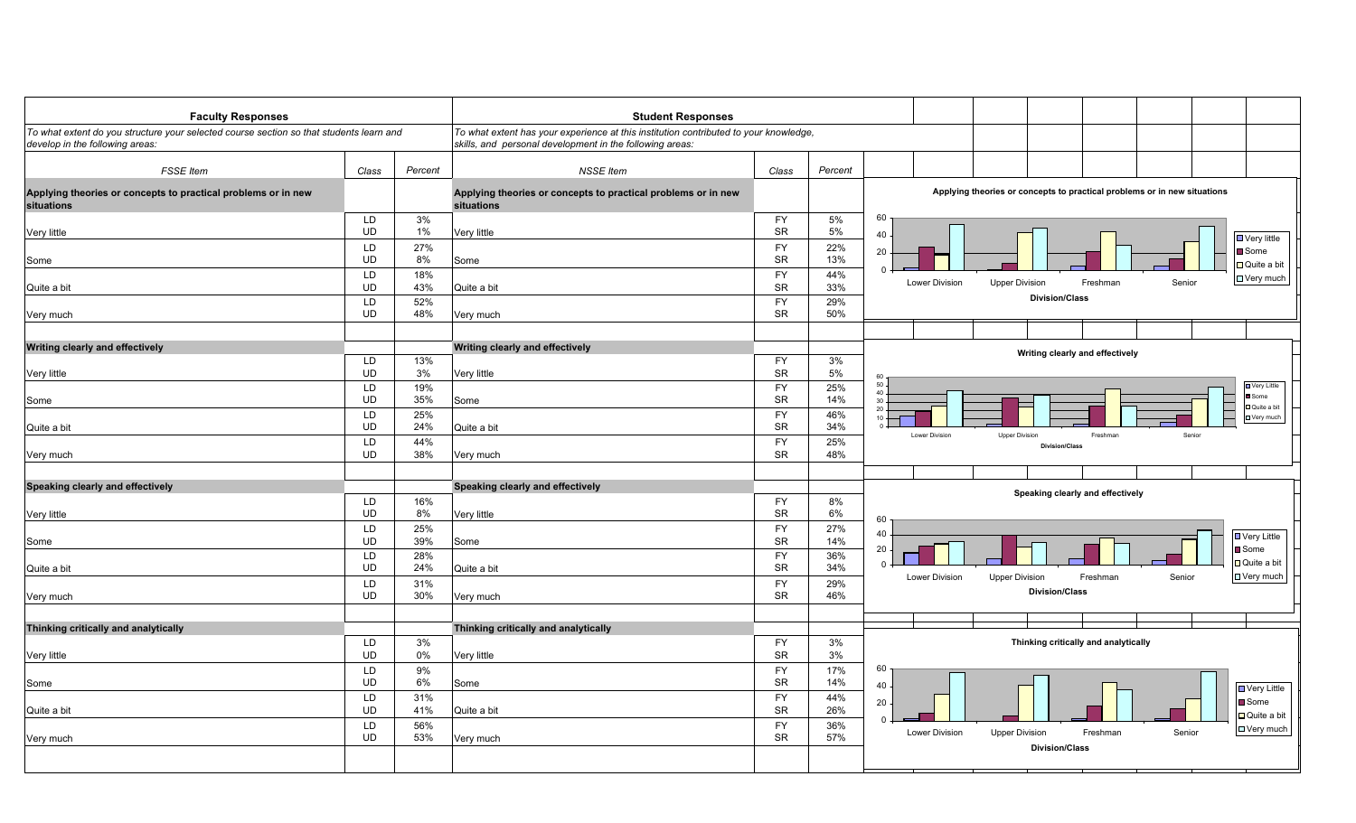| **Faculty Responses** | | | **Student Responses** | | |
|---|---|---|---|---|---|
| *To what extent do you structure your selected course section so that students learn and develop in the following areas:* | | | *To what extent has your experience at this institution contributed to your knowledge, skills, and personal development in the following areas:* | | |
| *FSSE Item* | *Class* | *Percent* | *NSSE Item* | *Class* | *Percent* |
| **Applying theories or concepts to practical problems or in new situations** | | | **Applying theories or concepts to practical problems or in new situations** | | |
| Very little | LD<br>UD | 3%<br>1% | Very little | FY<br>SR | 5%<br>5% |
| Some | LD<br>UD | 27%<br>8% | Some | FY<br>SR | 22%<br>13% |
| Quite a bit | LD<br>UD | 18%<br>43% | Quite a bit | FY<br>SR | 44%<br>33% |
| Very much | LD<br>UD | 52%<br>48% | Very much | FY<br>SR | 29%<br>50% |
| **Writing clearly and effectively** | | | **Writing clearly and effectively** | | |
| Very little | LD<br>UD | 13%<br>3% | Very little | FY<br>SR | 3%<br>5% |
| Some | LD<br>UD | 19%<br>35% | Some | FY<br>SR | 25%<br>14% |
| Quite a bit | LD<br>UD | 25%<br>24% | Quite a bit | FY<br>SR | 46%<br>34% |
| Very much | LD<br>UD | 44%<br>38% | Very much | FY<br>SR | 25%<br>48% |
| **Speaking clearly and effectively** | | | **Speaking clearly and effectively** | | |
| Very little | LD<br>UD | 16%<br>8% | Very little | FY<br>SR | 8%<br>6% |
| Some | LD<br>UD | 25%<br>39% | Some | FY<br>SR | 27%<br>14% |
| Quite a bit | LD<br>UD | 28%<br>24% | Quite a bit | FY<br>SR | 36%<br>34% |
| Very much | LD<br>UD | 31%<br>30% | Very much | FY<br>SR | 29%<br>46% |
| **Thinking critically and analytically** | | | **Thinking critically and analytically** | | |
| Very little | LD<br>UD | 3%<br>0% | Very little | FY<br>SR | 3%<br>3% |
| Some | LD<br>UD | 9%<br>6% | Some | FY<br>SR | 17%<br>14% |
| Quite a bit | LD<br>UD | 31%<br>41% | Quite a bit | FY<br>SR | 44%<br>26% |
| Very much | LD<br>UD | 56%<br>53% | Very much | FY<br>SR | 36%<br>57% |

**Applying theories or concepts to practical problems or in new situations**

Division/Class: Lower Division, Upper Division, Freshman, Senior — Very little, Some, Quite a bit, Very much

**Writing clearly and effectively**

Division/Class: Lower Division, Upper Division, Freshman, Senior — Very Little, Some, Quite a bit, Very much

**Speaking clearly and effectively**

Division/Class: Lower Division, Upper Division, Freshman, Senior — Very Little, Some, Quite a bit, Very much

**Thinking critically and analytically**

Division/Class: Lower Division, Upper Division, Freshman, Senior — Very Little, Some, Quite a bit, Very much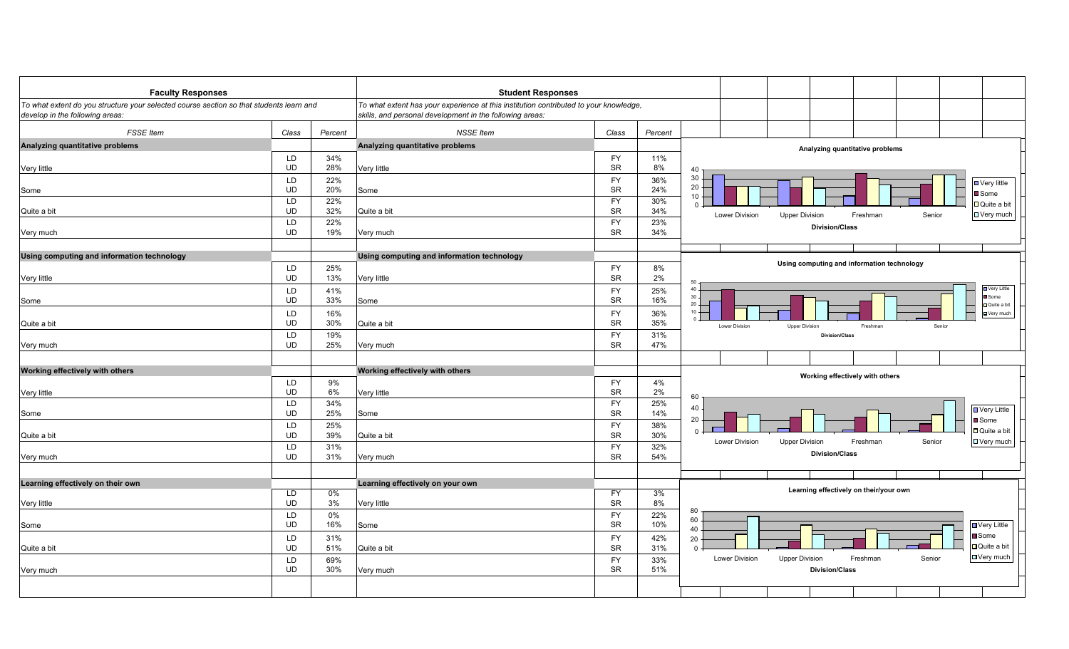| **Faculty Responses** | | | **Student Responses** | | |
|---|---|---|---|---|---|
| *To what extent do you structure your selected course section so that students learn and develop in the following areas:* | | | *To what extent has your experience at this institution contributed to your knowledge, skills, and personal development in the following areas:* | | |
| *FSSE Item* | *Class* | *Percent* | *NSSE Item* | *Class* | *Percent* |
| **Analyzing quantitative problems** | | | **Analyzing quantitative problems** | | |
| Very little | LD<br>UD | 34%<br>28% | Very little | FY<br>SR | 11%<br>8% |
| Some | LD<br>UD | 22%<br>20% | Some | FY<br>SR | 36%<br>24% |
| Quite a bit | LD<br>UD | 22%<br>32% | Quite a bit | FY<br>SR | 30%<br>34% |
| Very much | LD<br>UD | 22%<br>19% | Very much | FY<br>SR | 23%<br>34% |
| **Using computing and information technology** | | | **Using computing and information technology** | | |
| Very little | LD<br>UD | 25%<br>13% | Very little | FY<br>SR | 8%<br>2% |
| Some | LD<br>UD | 41%<br>33% | Some | FY<br>SR | 25%<br>16% |
| Quite a bit | LD<br>UD | 16%<br>30% | Quite a bit | FY<br>SR | 36%<br>35% |
| Very much | LD<br>UD | 19%<br>25% | Very much | FY<br>SR | 31%<br>47% |
| **Working effectively with others** | | | **Working effectively with others** | | |
| Very little | LD<br>UD | 9%<br>6% | Very little | FY<br>SR | 4%<br>2% |
| Some | LD<br>UD | 34%<br>25% | Some | FY<br>SR | 25%<br>14% |
| Quite a bit | LD<br>UD | 25%<br>39% | Quite a bit | FY<br>SR | 38%<br>30% |
| Very much | LD<br>UD | 31%<br>31% | Very much | FY<br>SR | 32%<br>54% |
| **Learning effectively on their own** | | | **Learning effectively on your own** | | |
| Very little | LD<br>UD | 0%<br>3% | Very little | FY<br>SR | 3%<br>8% |
| Some | LD<br>UD | 0%<br>16% | Some | FY<br>SR | 22%<br>10% |
| Quite a bit | LD<br>UD | 31%<br>51% | Quite a bit | FY<br>SR | 42%<br>31% |
| Very much | LD<br>UD | 69%<br>30% | Very much | FY<br>SR | 33%<br>51% |

Analyzing quantitative problems

Using computing and information technology

Working effectively with others

Learning effectively on their/your own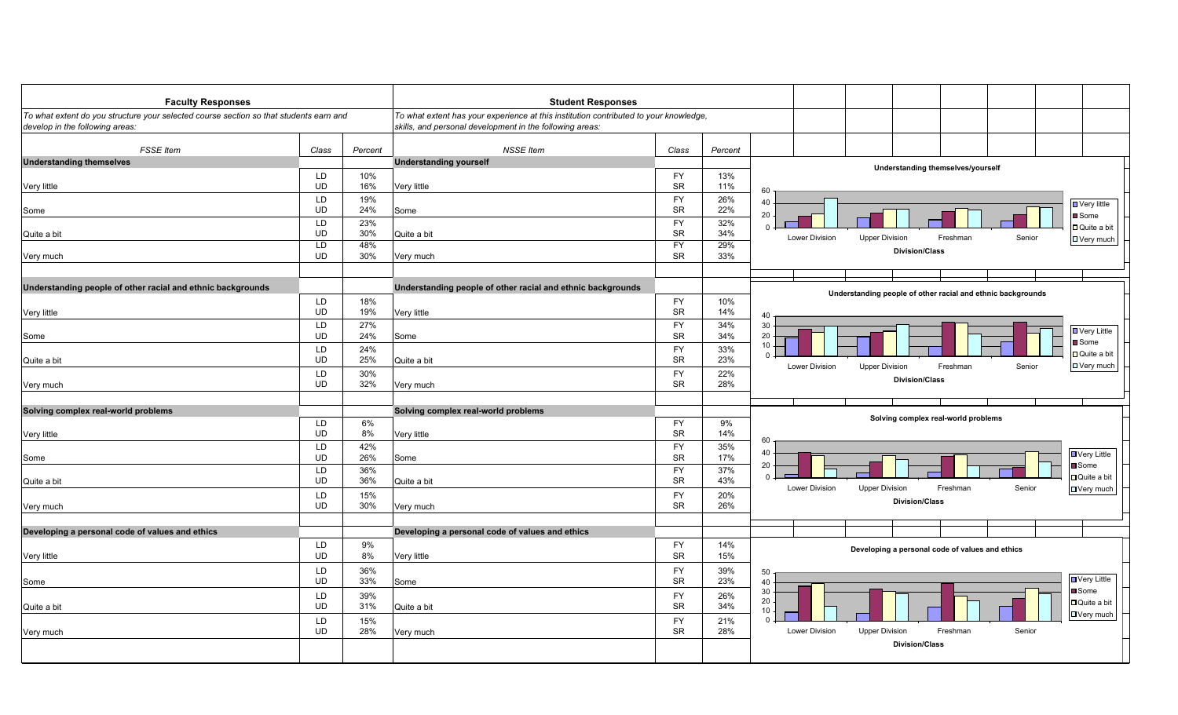| **Faculty Responses** | | | **Student Responses** | | |
|---|---|---|---|---|---|
| *To what extent do you structure your selected course section so that students earn and develop in the following areas:* | | | *To what extent has your experience at this institution contributed to your knowledge, skills, and personal development in the following areas:* | | |
| *FSSE Item* | *Class* | *Percent* | *NSSE Item* | *Class* | *Percent* |
| **Understanding themselves** | | | **Understanding yourself** | | |
| Very little | LD | 10% | Very little | FY | 13% |
| | UD | 16% | | SR | 11% |
| Some | LD | 19% | Some | FY | 26% |
| | UD | 24% | | SR | 22% |
| Quite a bit | LD | 23% | Quite a bit | FY | 32% |
| | UD | 30% | | SR | 34% |
| Very much | LD | 48% | Very much | FY | 29% |
| | UD | 30% | | SR | 33% |
| **Understanding people of other racial and ethnic backgrounds** | | | **Understanding people of other racial and ethnic backgrounds** | | |
| Very little | LD | 18% | Very little | FY | 10% |
| | UD | 19% | | SR | 14% |
| Some | LD | 27% | Some | FY | 34% |
| | UD | 24% | | SR | 34% |
| Quite a bit | LD | 24% | Quite a bit | FY | 33% |
| | UD | 25% | | SR | 23% |
| Very much | LD | 30% | Very much | FY | 22% |
| | UD | 32% | | SR | 28% |
| **Solving complex real-world problems** | | | **Solving complex real-world problems** | | |
| Very little | LD | 6% | Very little | FY | 9% |
| | UD | 8% | | SR | 14% |
| Some | LD | 42% | Some | FY | 35% |
| | UD | 26% | | SR | 17% |
| Quite a bit | LD | 36% | Quite a bit | FY | 37% |
| | UD | 36% | | SR | 43% |
| Very much | LD | 15% | Very much | FY | 20% |
| | UD | 30% | | SR | 26% |
| **Developing a personal code of values and ethics** | | | **Developing a personal code of values and ethics** | | |
| Very little | LD | 9% | Very little | FY | 14% |
| | UD | 8% | | SR | 15% |
| Some | LD | 36% | Some | FY | 39% |
| | UD | 33% | | SR | 23% |
| Quite a bit | LD | 39% | Quite a bit | FY | 26% |
| | UD | 31% | | SR | 34% |
| Very much | LD | 15% | Very much | FY | 21% |
| | UD | 28% | | SR | 28% |

**Understanding themselves/yourself**

Division/Class: Lower Division, Upper Division, Freshman, Senior — Very little, Some, Quite a bit, Very much

**Understanding people of other racial and ethnic backgrounds**

Division/Class: Lower Division, Upper Division, Freshman, Senior — Very Little, Some, Quite a bit, Very much

**Solving complex real-world problems**

Division/Class: Lower Division, Upper Division, Freshman, Senior — Very Little, Some, Quite a bit, Very much

**Developing a personal code of values and ethics**

Division/Class: Lower Division, Upper Division, Freshman, Senior — Very Little, Some, Quite a bit, Very much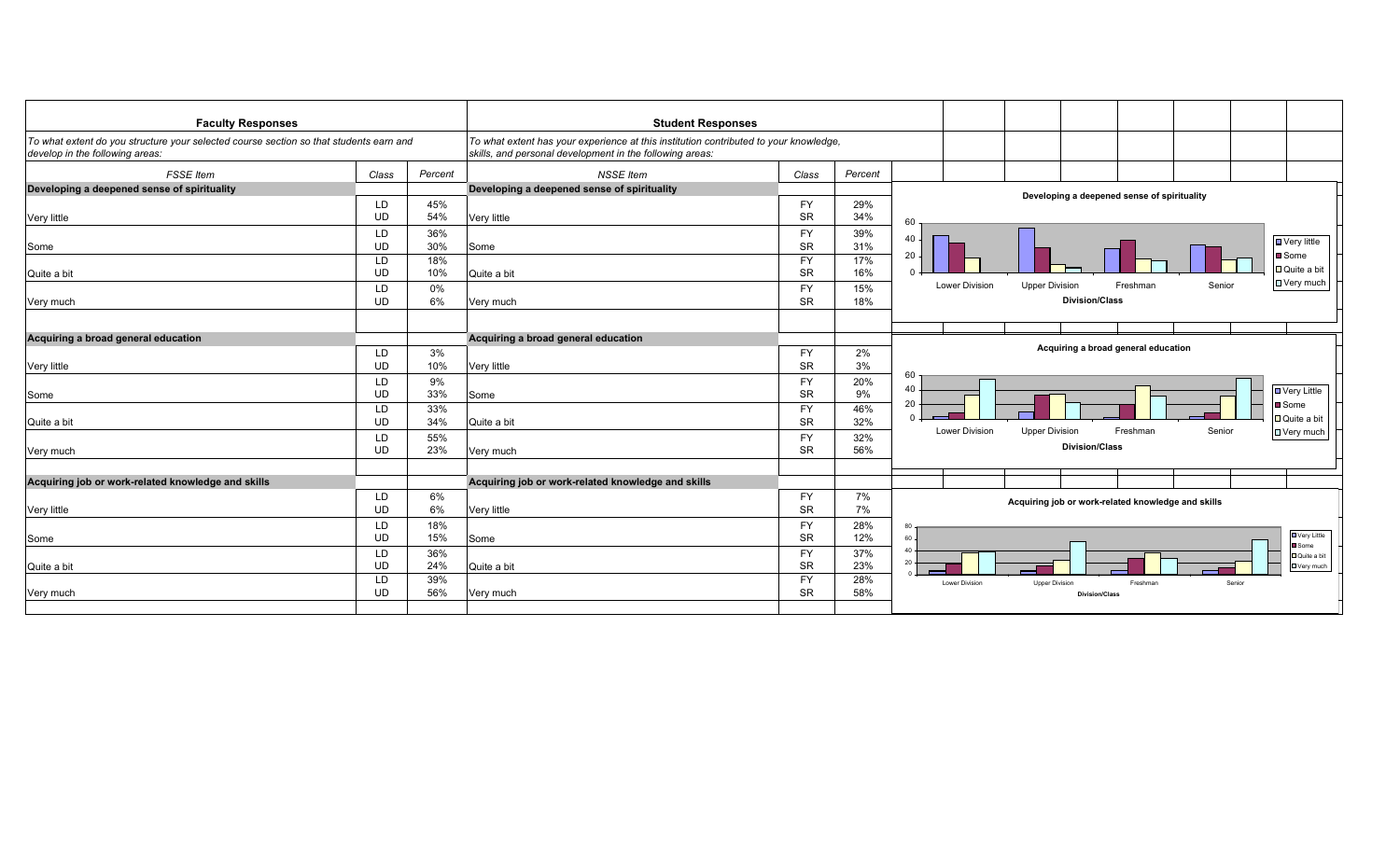| Faculty Responses | | | Student Responses | | |
|---|---|---|---|---|---|
| *To what extent do you structure your selected course section so that students earn and develop in the following areas:* | | | *To what extent has your experience at this institution contributed to your knowledge, skills, and personal development in the following areas:* | | |
| *FSSE Item* | *Class* | *Percent* | *NSSE Item* | *Class* | *Percent* |
| **Developing a deepened sense of spirituality** | | | **Developing a deepened sense of spirituality** | | |
| Very little | LD<br>UD | 45%<br>54% | Very little | FY<br>SR | 29%<br>34% |
| Some | LD<br>UD | 36%<br>30% | Some | FY<br>SR | 39%<br>31% |
| Quite a bit | LD<br>UD | 18%<br>10% | Quite a bit | FY<br>SR | 17%<br>16% |
| Very much | LD<br>UD | 0%<br>6% | Very much | FY<br>SR | 15%<br>18% |
| **Acquiring a broad general education** | | | **Acquiring a broad general education** | | |
| Very little | LD<br>UD | 3%<br>10% | Very little | FY<br>SR | 2%<br>3% |
| Some | LD<br>UD | 9%<br>33% | Some | FY<br>SR | 20%<br>9% |
| Quite a bit | LD<br>UD | 33%<br>34% | Quite a bit | FY<br>SR | 46%<br>32% |
| Very much | LD<br>UD | 55%<br>23% | Very much | FY<br>SR | 32%<br>56% |
| **Acquiring job or work-related knowledge and skills** | | | **Acquiring job or work-related knowledge and skills** | | |
| Very little | LD<br>UD | 6%<br>6% | Very little | FY<br>SR | 7%<br>7% |
| Some | LD<br>UD | 18%<br>15% | Some | FY<br>SR | 28%<br>12% |
| Quite a bit | LD<br>UD | 36%<br>24% | Quite a bit | FY<br>SR | 37%<br>23% |
| Very much | LD<br>UD | 39%<br>56% | Very much | FY<br>SR | 28%<br>58% |

Developing a deepened sense of spirituality

60
40
20
0

Lower Division
Upper Division
Freshman
Senior

Division/Class

Very little
Some
Quite a bit
Very much

Acquiring a broad general education

60
40
20
0

Lower Division
Upper Division
Freshman
Senior

Division/Class

Very Little
Some
Quite a bit
Very much

Acquiring job or work-related knowledge and skills

80
60
40
20
0

Lower Division
Upper Division
Freshman
Senior

Division/Class

Very Little
Some
Quite a bit
Very much